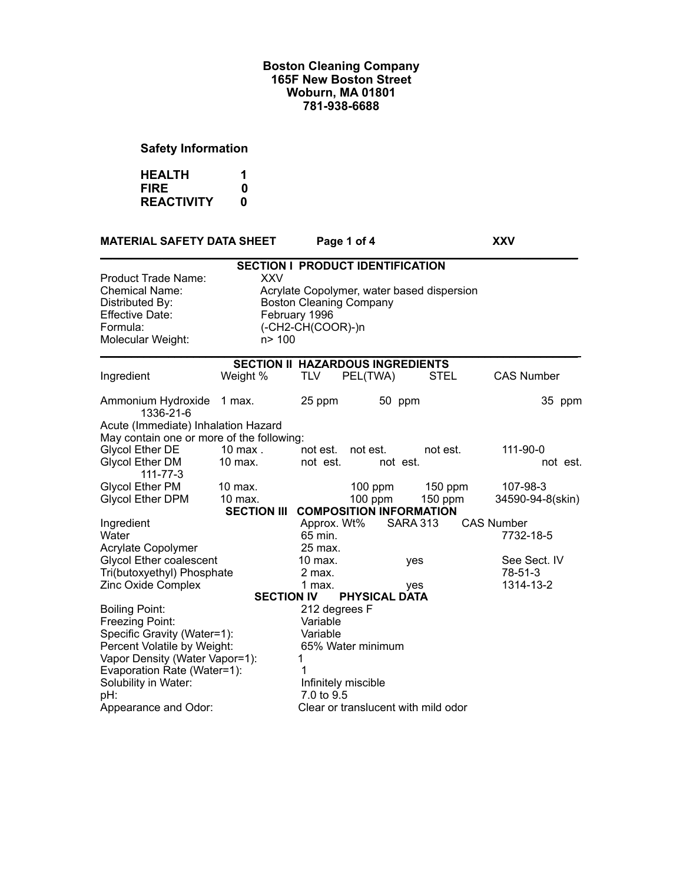**Boston Cleaning Company**
**165F New Boston Street**
**Woburn, MA 01801**
**781-938-6688**

**Safety Information**

| | |
|---|---|
| **HEALTH** | **1** |
| **FIRE** | **0** |
| **REACTIVITY** | **0** |

**MATERIAL SAFETY DATA SHEET** **Page 1 of 4** **XXV**

## SECTION I PRODUCT IDENTIFICATION

| | |
|---|---|
| Product Trade Name: | XXV |
| Chemical Name: | Acrylate Copolymer, water based dispersion |
| Distributed By: | Boston Cleaning Company |
| Effective Date: | February 1996 |
| Formula: | (-CH2-CH(COOR)-)n |
| Molecular Weight: | n> 100 |

## SECTION II HAZARDOUS INGREDIENTS

| Ingredient | Weight % | TLV | PEL(TWA) | STEL | CAS Number |
|---|---|---|---|---|---|
| Ammonium Hydroxide 1336-21-6 | 1 max. | 25 ppm | 50 ppm | | 35 ppm |
| Acute (Immediate) Inhalation Hazard | | | | | |
| May contain one or more of the following: | | | | | |
| Glycol Ether DE | 10 max . | not est. | not est. | not est. | 111-90-0 |
| Glycol Ether DM 111-77-3 | 10 max. | not est. | not est. | | not est. |
| Glycol Ether PM | 10 max. | | 100 ppm | 150 ppm | 107-98-3 |
| Glycol Ether DPM | 10 max. | | 100 ppm | 150 ppm | 34590-94-8(skin) |

## SECTION III COMPOSITION INFORMATION

| Ingredient | Approx. Wt% | SARA 313 | CAS Number |
|---|---|---|---|
| Water | 65 min. | | 7732-18-5 |
| Acrylate Copolymer | 25 max. | | |
| Glycol Ether coalescent | 10 max. | yes | See Sect. IV |
| Tri(butoxyethyl) Phosphate | 2 max. | | 78-51-3 |
| Zinc Oxide Complex | 1 max. | yes | 1314-13-2 |

## SECTION IV PHYSICAL DATA

| | |
|---|---|
| Boiling Point: | 212 degrees F |
| Freezing Point: | Variable |
| Specific Gravity (Water=1): | Variable |
| Percent Volatile by Weight: | 65% Water minimum |
| Vapor Density (Water Vapor=1): | 1 |
| Evaporation Rate (Water=1): | 1 |
| Solubility in Water: | Infinitely miscible |
| pH: | 7.0 to 9.5 |
| Appearance and Odor: | Clear or translucent with mild odor |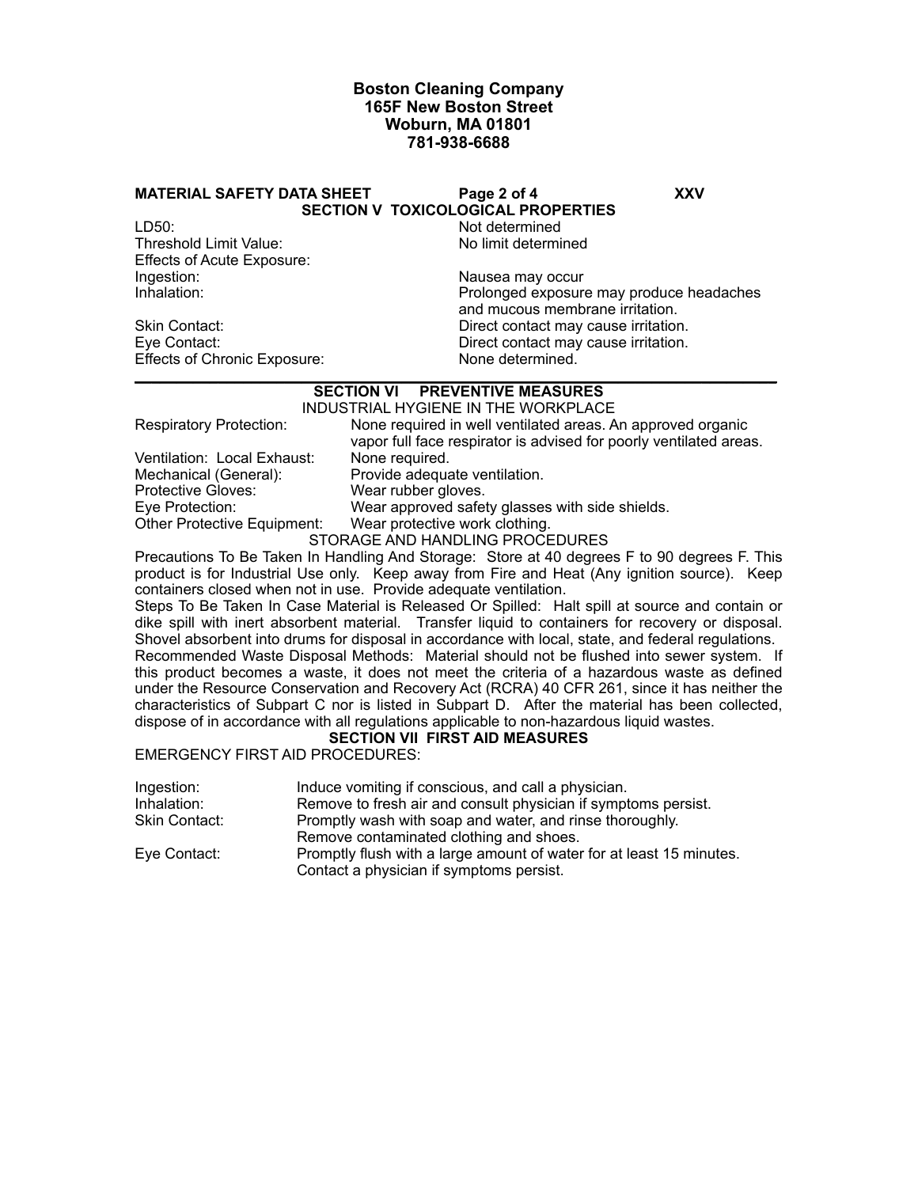**Boston Cleaning Company**
**165F New Boston Street**
**Woburn, MA 01801**
**781-938-6688**

**MATERIAL SAFETY DATA SHEET** **XXV**

## SECTION V TOXICOLOGICAL PROPERTIES

| | |
|---|---|
| LD50: | Not determined |
| Threshold Limit Value: | No limit determined |
| Effects of Acute Exposure: | |
| Ingestion: | Nausea may occur |
| Inhalation: | Prolonged exposure may produce headaches and mucous membrane irritation. |
| Skin Contact: | Direct contact may cause irritation. |
| Eye Contact: | Direct contact may cause irritation. |
| Effects of Chronic Exposure: | None determined. |

## SECTION VI PREVENTIVE MEASURES

### INDUSTRIAL HYGIENE IN THE WORKPLACE

| | |
|---|---|
| Respiratory Protection: | None required in well ventilated areas. An approved organic vapor full face respirator is advised for poorly ventilated areas. |
| Ventilation: Local Exhaust: | None required. |
| Mechanical (General): | Provide adequate ventilation. |
| Protective Gloves: | Wear rubber gloves. |
| Eye Protection: | Wear approved safety glasses with side shields. |
| Other Protective Equipment: | Wear protective work clothing. |

### STORAGE AND HANDLING PROCEDURES

Precautions To Be Taken In Handling And Storage: Store at 40 degrees F to 90 degrees F. This product is for Industrial Use only. Keep away from Fire and Heat (Any ignition source). Keep containers closed when not in use. Provide adequate ventilation.

Steps To Be Taken In Case Material is Released Or Spilled: Halt spill at source and contain or dike spill with inert absorbent material. Transfer liquid to containers for recovery or disposal. Shovel absorbent into drums for disposal in accordance with local, state, and federal regulations.

Recommended Waste Disposal Methods: Material should not be flushed into sewer system. If this product becomes a waste, it does not meet the criteria of a hazardous waste as defined under the Resource Conservation and Recovery Act (RCRA) 40 CFR 261, since it has neither the characteristics of Subpart C nor is listed in Subpart D. After the material has been collected, dispose of in accordance with all regulations applicable to non-hazardous liquid wastes.

## SECTION VII FIRST AID MEASURES

EMERGENCY FIRST AID PROCEDURES:

| | |
|---|---|
| Ingestion: | Induce vomiting if conscious, and call a physician. |
| Inhalation: | Remove to fresh air and consult physician if symptoms persist. |
| Skin Contact: | Promptly wash with soap and water, and rinse thoroughly. Remove contaminated clothing and shoes. |
| Eye Contact: | Promptly flush with a large amount of water for at least 15 minutes. Contact a physician if symptoms persist. |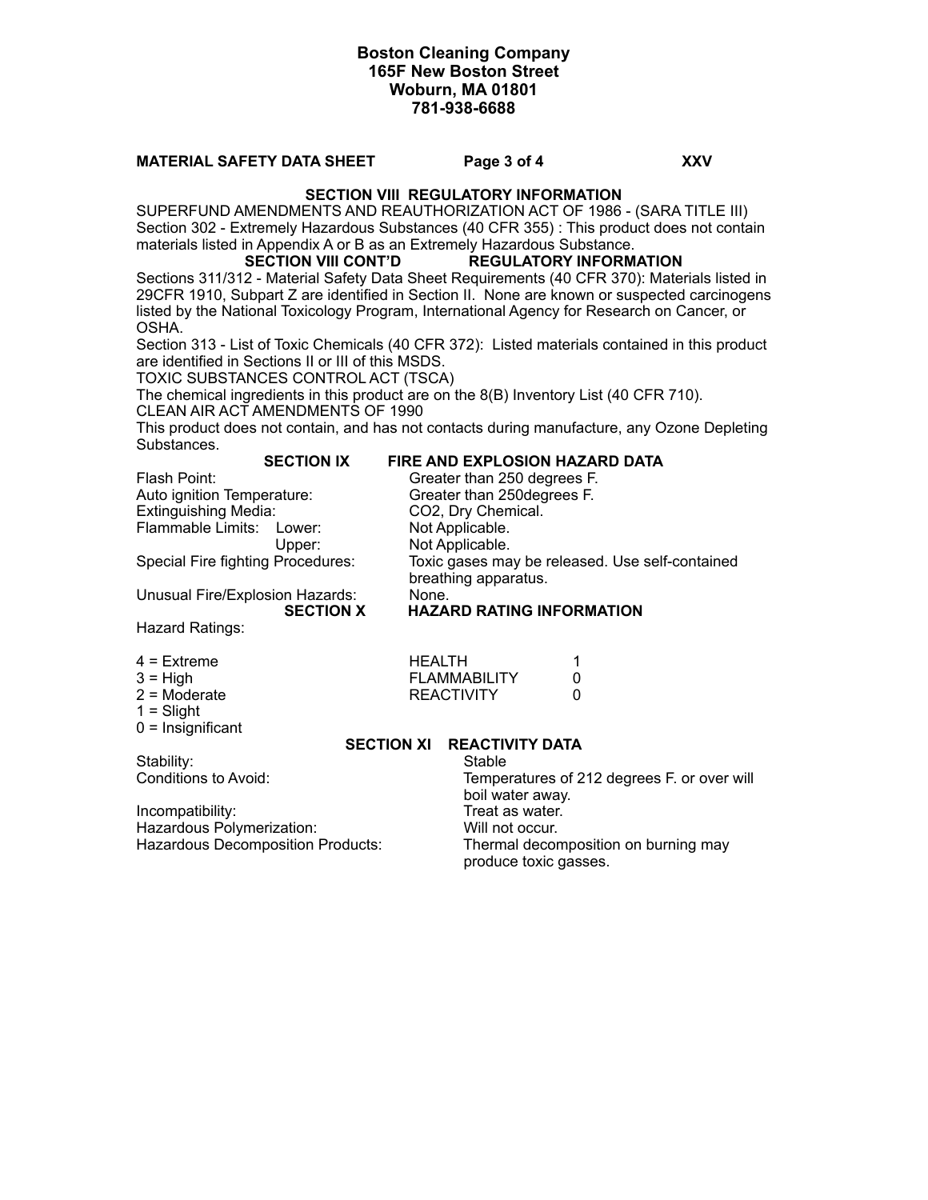**Boston Cleaning Company**
**165F New Boston Street**
**Woburn, MA 01801**
**781-938-6688**

**MATERIAL SAFETY DATA SHEET** **XXV**

## SECTION VIII REGULATORY INFORMATION

SUPERFUND AMENDMENTS AND REAUTHORIZATION ACT OF 1986 - (SARA TITLE III)
Section 302 - Extremely Hazardous Substances (40 CFR 355) : This product does not contain materials listed in Appendix A or B as an Extremely Hazardous Substance.

## SECTION VIII CONT'D REGULATORY INFORMATION

Sections 311/312 - Material Safety Data Sheet Requirements (40 CFR 370): Materials listed in 29CFR 1910, Subpart Z are identified in Section II. None are known or suspected carcinogens listed by the National Toxicology Program, International Agency for Research on Cancer, or OSHA.
Section 313 - List of Toxic Chemicals (40 CFR 372): Listed materials contained in this product are identified in Sections II or III of this MSDS.
TOXIC SUBSTANCES CONTROL ACT (TSCA)
The chemical ingredients in this product are on the 8(B) Inventory List (40 CFR 710).
CLEAN AIR ACT AMENDMENTS OF 1990
This product does not contain, and has not contacts during manufacture, any Ozone Depleting Substances.

## SECTION IX FIRE AND EXPLOSION HAZARD DATA

| | |
|---|---|
| Flash Point: | Greater than 250 degrees F. |
| Auto ignition Temperature: | Greater than 250degrees F. |
| Extinguishing Media: | $CO_2$, Dry Chemical. |
| Flammable Limits: Lower: | Not Applicable. |
| Upper: | Not Applicable. |
| Special Fire fighting Procedures: | Toxic gases may be released. Use self-contained breathing apparatus. |
| Unusual Fire/Explosion Hazards: | None. |

## SECTION X HAZARD RATING INFORMATION

Hazard Ratings:

| | | |
|---|---|---|
| 4 = Extreme | HEALTH | 1 |
| 3 = High | FLAMMABILITY | 0 |
| 2 = Moderate | REACTIVITY | 0 |
| 1 = Slight | | |
| 0 = Insignificant | | |

## SECTION XI REACTIVITY DATA

| | |
|---|---|
| Stability: | Stable |
| Conditions to Avoid: | Temperatures of 212 degrees F. or over will boil water away. |
| Incompatibility: | Treat as water. |
| Hazardous Polymerization: | Will not occur. |
| Hazardous Decomposition Products: | Thermal decomposition on burning may produce toxic gasses. |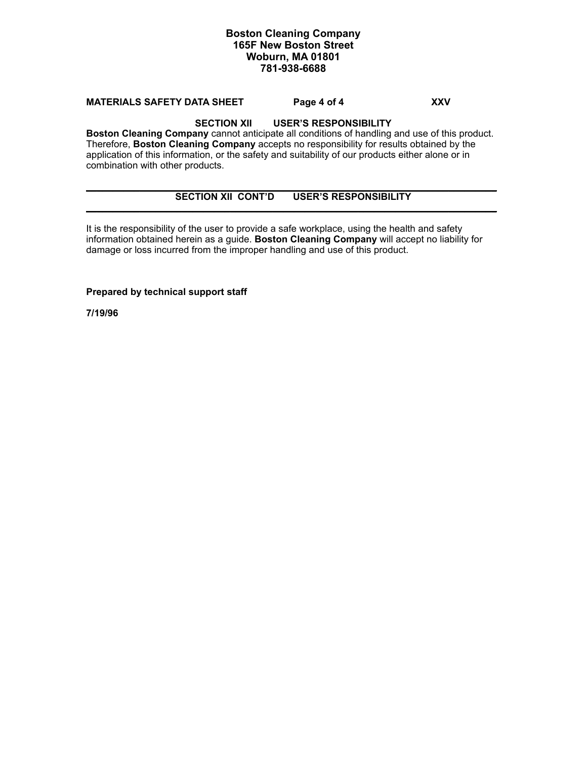## SECTION XII USER'S RESPONSIBILITY

**Boston Cleaning Company** cannot anticipate all conditions of handling and use of this product. Therefore, **Boston Cleaning Company** accepts no responsibility for results obtained by the application of this information, or the safety and suitability of our products either alone or in combination with other products.

---

## SECTION XII CONT'D USER'S RESPONSIBILITY

---

It is the responsibility of the user to provide a safe workplace, using the health and safety information obtained herein as a guide. **Boston Cleaning Company** will accept no liability for damage or loss incurred from the improper handling and use of this product.

**Prepared by technical support staff**

**7/19/96**